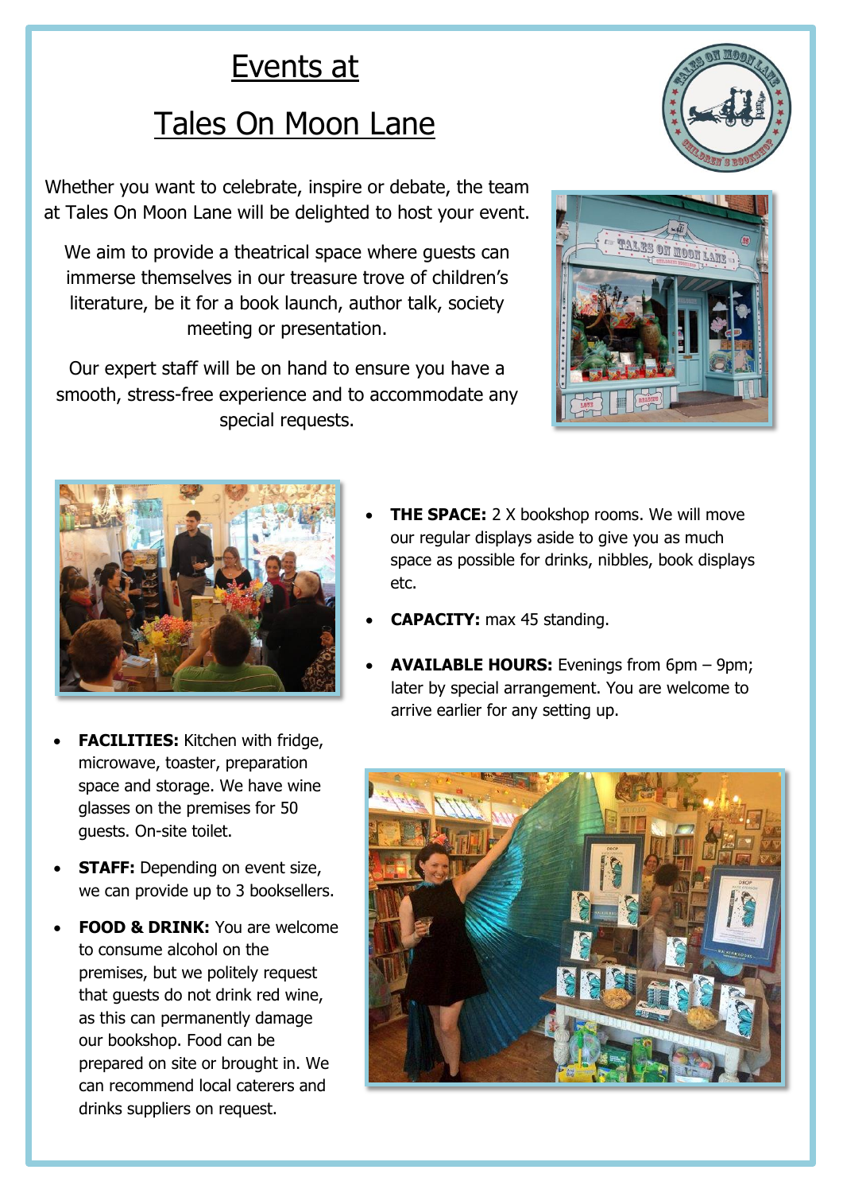# Events at Tales On Moon Lane

Whether you want to celebrate, inspire or debate, the team at Tales On Moon Lane will be delighted to host your event.

We aim to provide a theatrical space where guests can immerse themselves in our treasure trove of children's literature, be it for a book launch, author talk, society meeting or presentation.

Our expert staff will be on hand to ensure you have a smooth, stress-free experience and to accommodate any special requests.

- **THE SPACE:** 2 X bookshop rooms. We will move our regular displays aside to give you as much space as possible for drinks, nibbles, book displays etc.
- **CAPACITY:** max 45 standing.
- **AVAILABLE HOURS:** Evenings from 6pm – 9pm; later by special arrangement. You are welcome to arrive earlier for any setting up.
- **FACILITIES:** Kitchen with fridge, microwave, toaster, preparation space and storage. We have wine glasses on the premises for 50 guests. On-site toilet.
- **STAFF:** Depending on event size, we can provide up to 3 booksellers.
- **FOOD & DRINK:** You are welcome to consume alcohol on the premises, but we politely request that guests do not drink red wine, as this can permanently damage our bookshop. Food can be prepared on site or brought in. We can recommend local caterers and drinks suppliers on request.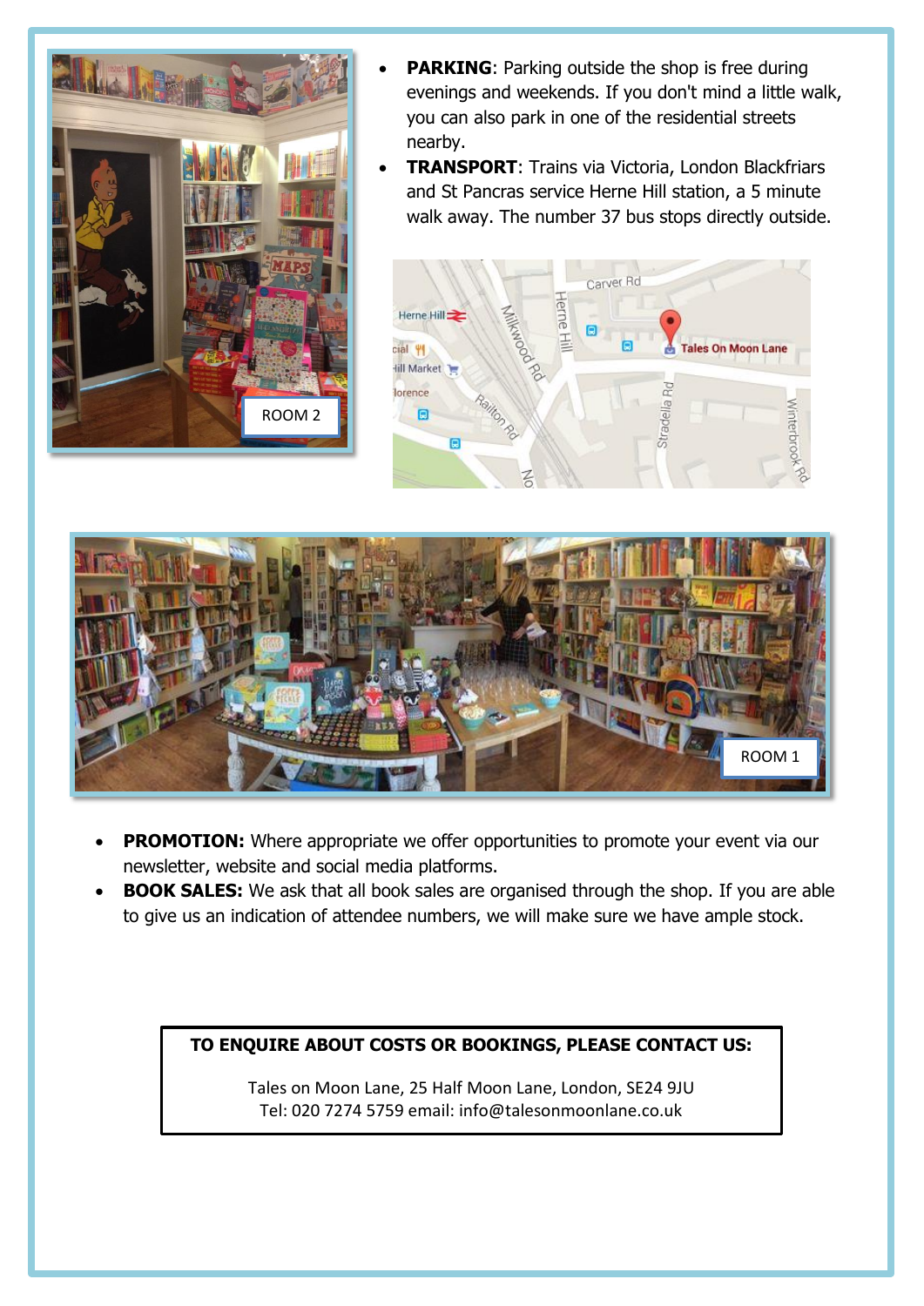- **PARKING**: Parking outside the shop is free during evenings and weekends. If you don't mind a little walk, you can also park in one of the residential streets nearby.
- **TRANSPORT**: Trains via Victoria, London Blackfriars and St Pancras service Herne Hill station, a 5 minute walk away. The number 37 bus stops directly outside.

ROOM 2

ROOM 1

- **PROMOTION:** Where appropriate we offer opportunities to promote your event via our newsletter, website and social media platforms.
- **BOOK SALES:** We ask that all book sales are organised through the shop. If you are able to give us an indication of attendee numbers, we will make sure we have ample stock.

**TO ENQUIRE ABOUT COSTS OR BOOKINGS, PLEASE CONTACT US:**

Tales on Moon Lane, 25 Half Moon Lane, London, SE24 9JU
Tel: 020 7274 5759 email: info@talesonmoonlane.co.uk